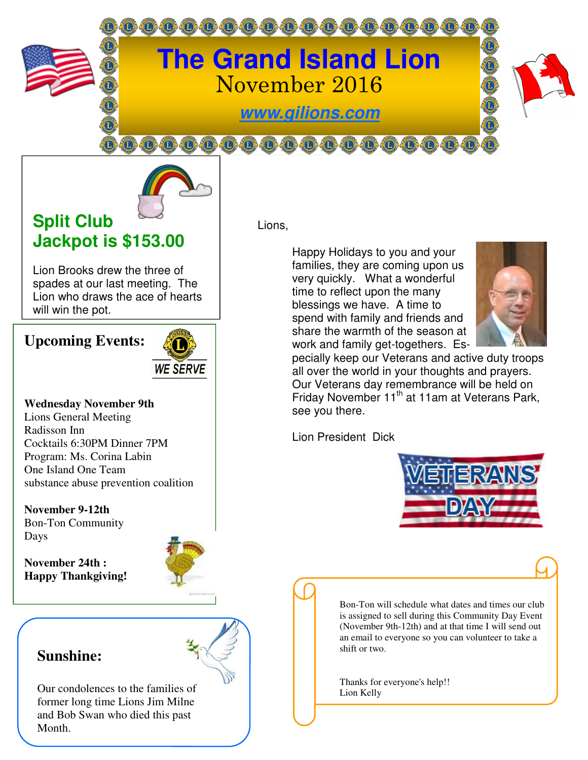# The Grand Island Lion

November 2016

www.gilions.com

## Split Club Jackpot is $153.00

Lion Brooks drew the three of spades at our last meeting. The Lion who draws the ace of hearts will win the pot.

## Upcoming Events:

**Wednesday November 9th**
Lions General Meeting
Radisson Inn
Cocktails 6:30PM Dinner 7PM
Program: Ms. Corina Labin
One Island One Team
substance abuse prevention coalition

**November 9-12th**
Bon-Ton Community Days

**November 24th :**
**Happy Thankgiving!**

## Sunshine:

Our condolences to the families of former long time Lions Jim Milne and Bob Swan who died this past Month.

Lions,

Happy Holidays to you and your families, they are coming upon us very quickly. What a wonderful time to reflect upon the many blessings we have. A time to spend with family and friends and share the warmth of the season at work and family get-togethers. Especially keep our Veterans and active duty troops all over the world in your thoughts and prayers. Our Veterans day remembrance will be held on Friday November 11th at 11am at Veterans Park, see you there.

Lion President Dick

Bon-Ton will schedule what dates and times our club is assigned to sell during this Community Day Event (November 9th-12th) and at that time I will send out an email to everyone so you can volunteer to take a shift or two.

Thanks for everyone's help!!
Lion Kelly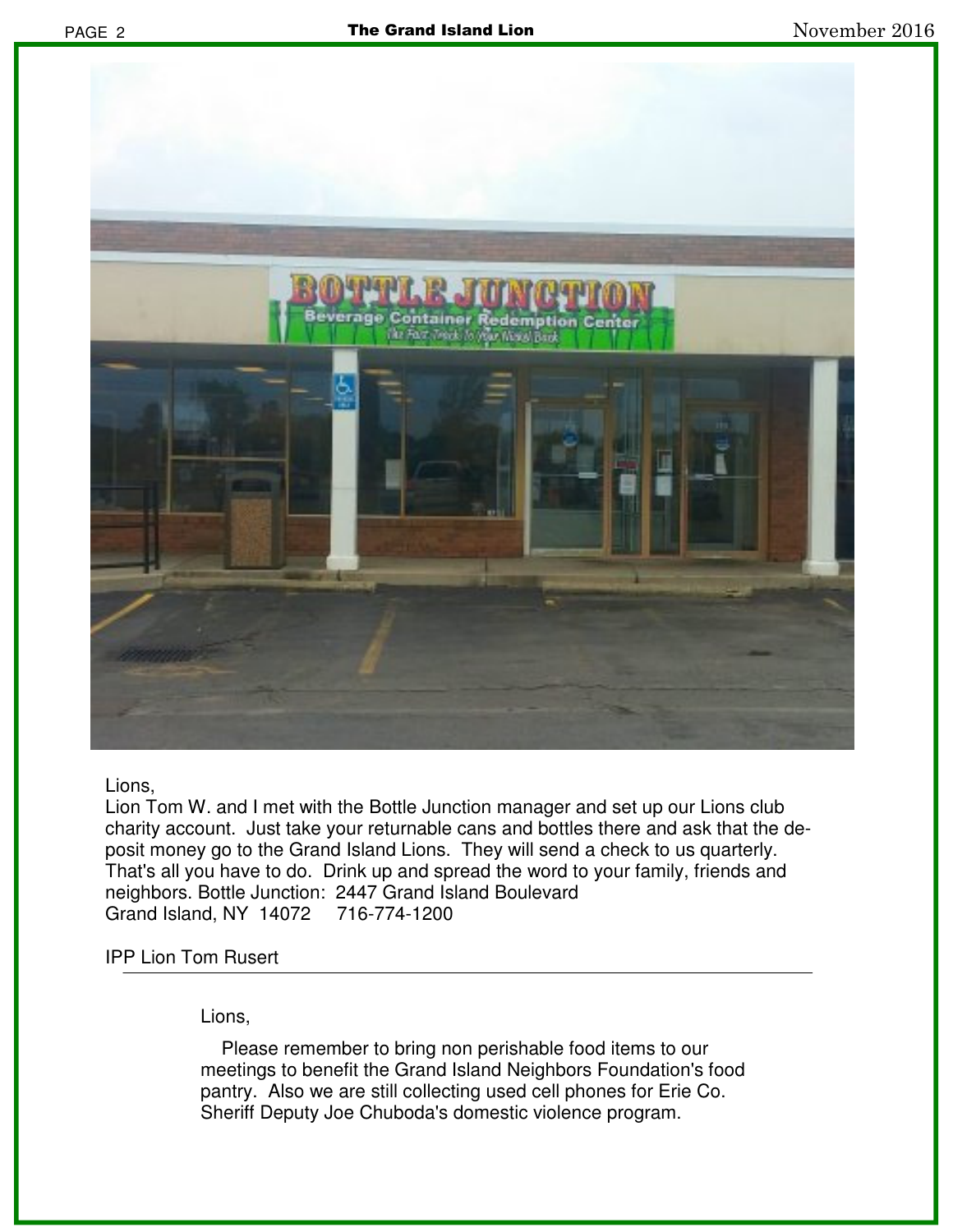Lions,

Lion Tom W. and I met with the Bottle Junction manager and set up our Lions club charity account. Just take your returnable cans and bottles there and ask that the deposit money go to the Grand Island Lions. They will send a check to us quarterly. That's all you have to do. Drink up and spread the word to your family, friends and neighbors. Bottle Junction: 2447 Grand Island Boulevard
Grand Island, NY 14072 716-774-1200

IPP Lion Tom Rusert

---

Lions,

Please remember to bring non perishable food items to our meetings to benefit the Grand Island Neighbors Foundation's food pantry. Also we are still collecting used cell phones for Erie Co. Sheriff Deputy Joe Chuboda's domestic violence program.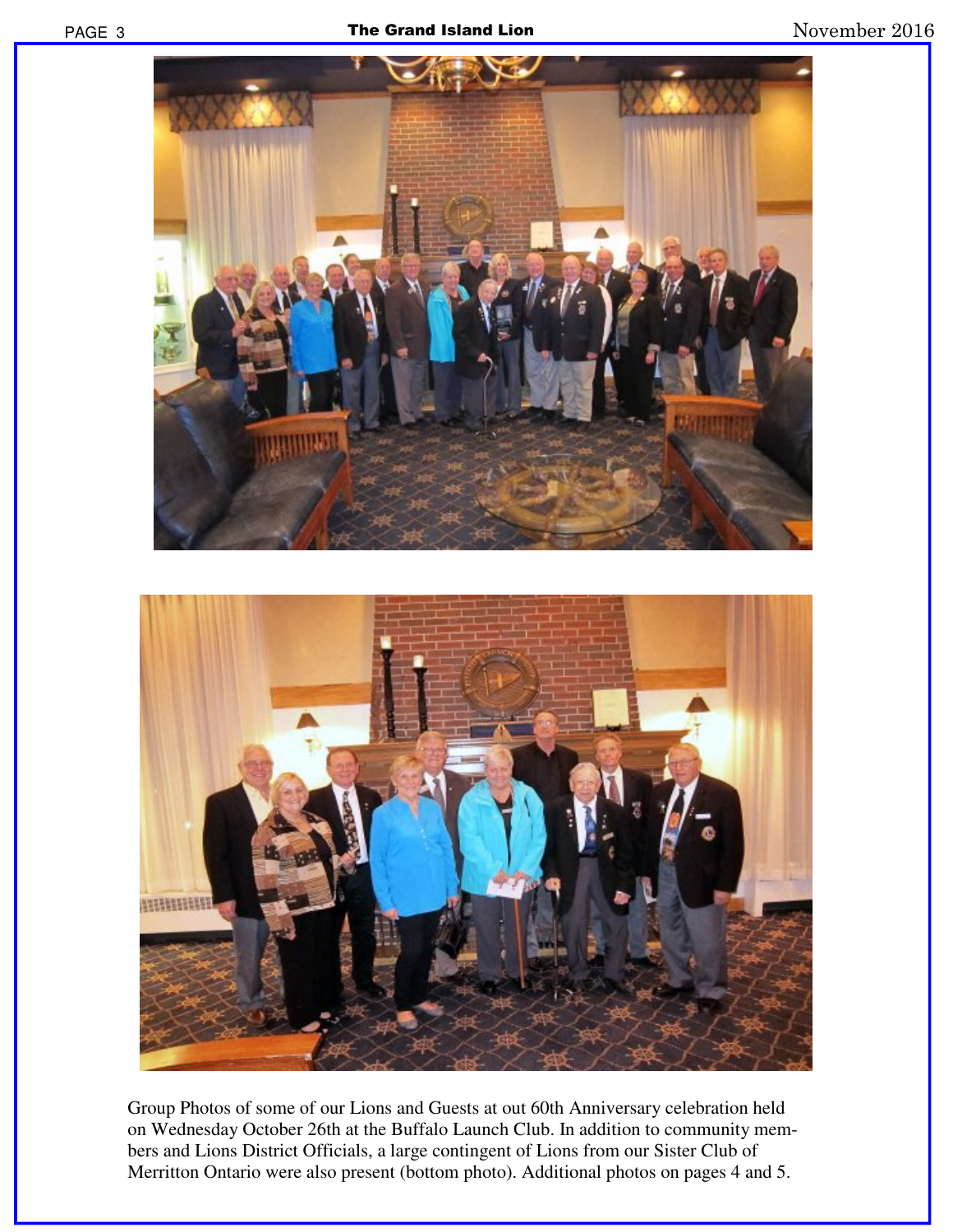Group Photos of some of our Lions and Guests at out 60th Anniversary celebration held on Wednesday October 26th at the Buffalo Launch Club. In addition to community members and Lions District Officials, a large contingent of Lions from our Sister Club of Merritton Ontario were also present (bottom photo). Additional photos on pages 4 and 5.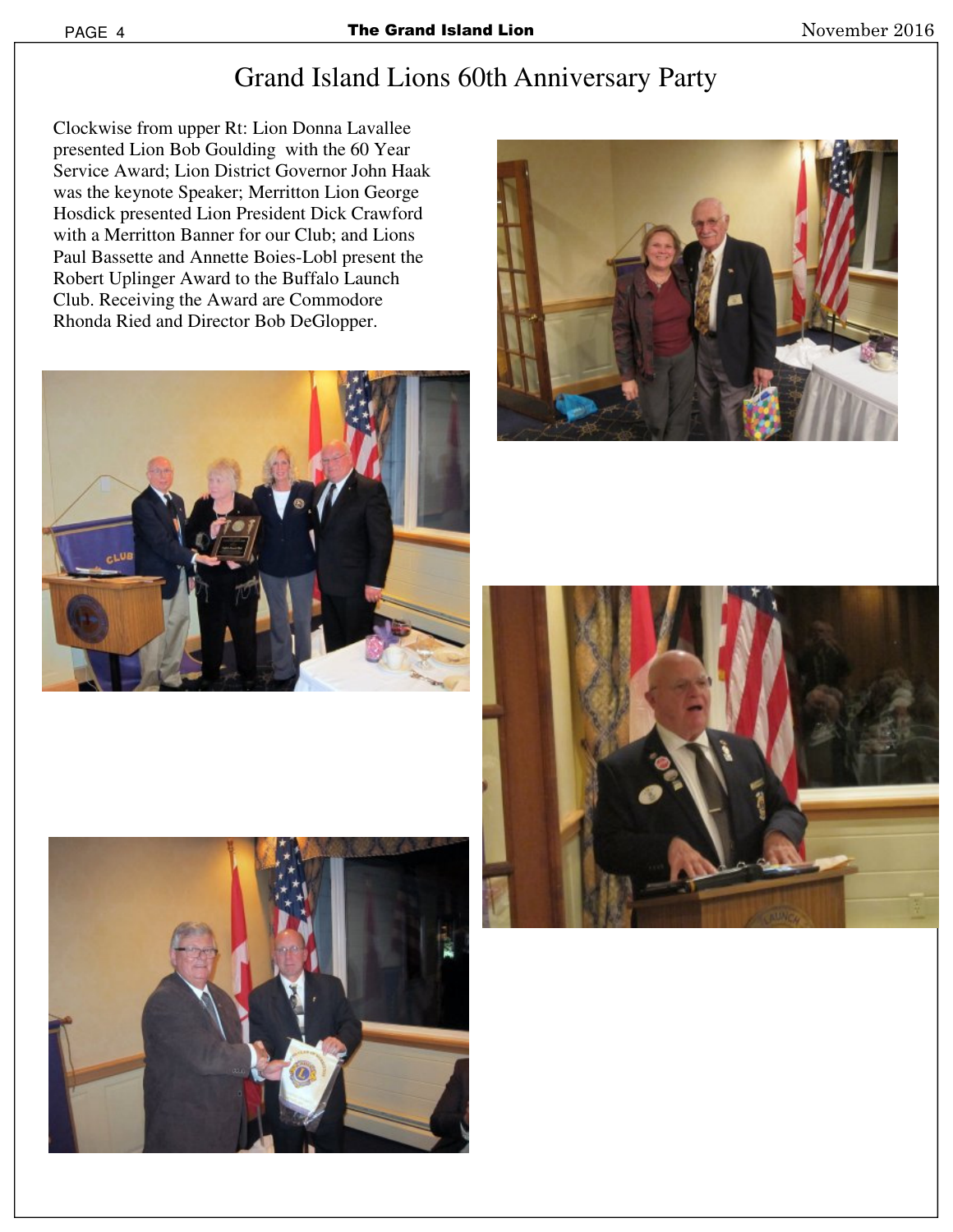# Grand Island Lions 60th Anniversary Party

Clockwise from upper Rt: Lion Donna Lavallee presented Lion Bob Goulding with the 60 Year Service Award; Lion District Governor John Haak was the keynote Speaker; Merritton Lion George Hosdick presented Lion President Dick Crawford with a Merritton Banner for our Club; and Lions Paul Bassette and Annette Boies-Lobl present the Robert Uplinger Award to the Buffalo Launch Club. Receiving the Award are Commodore Rhonda Ried and Director Bob DeGlopper.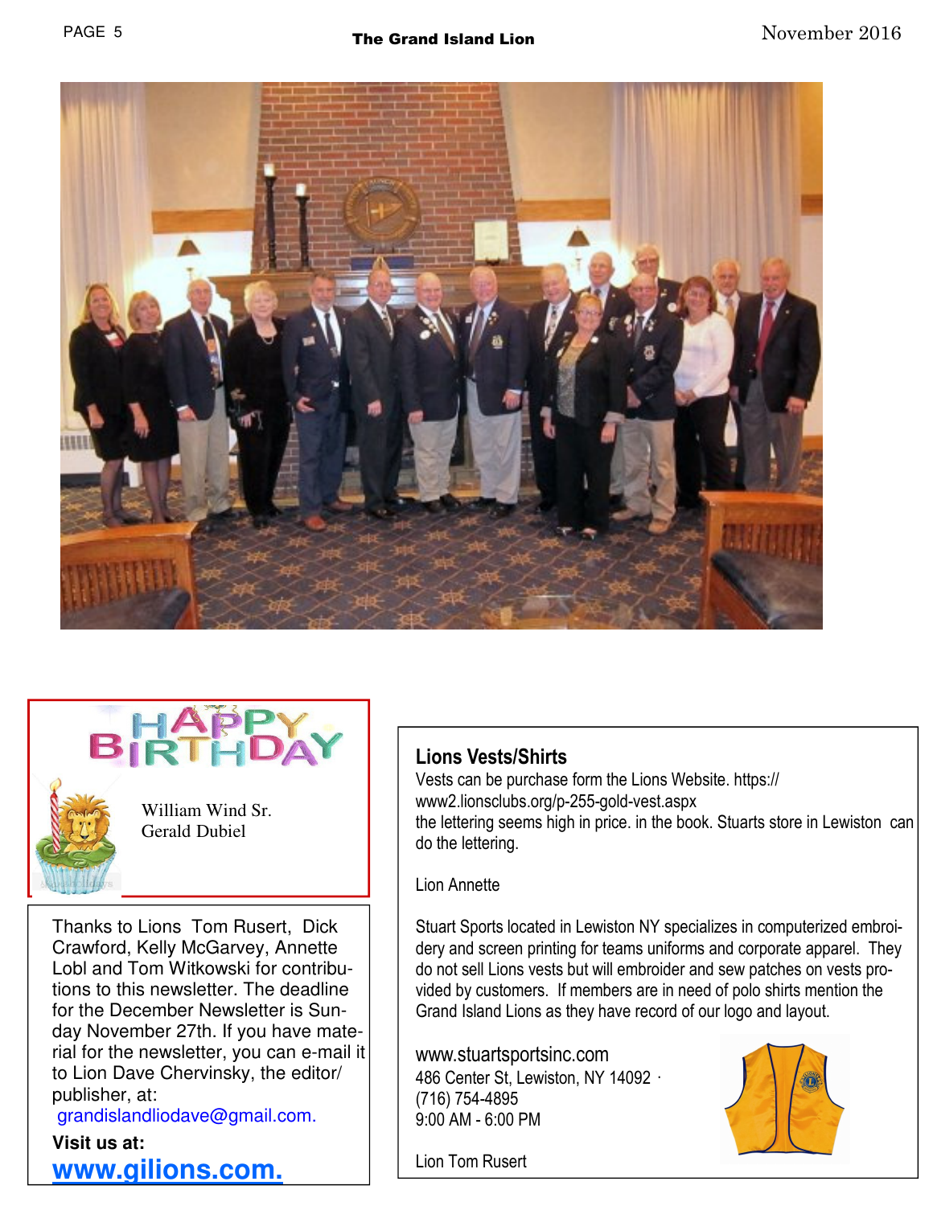## HAPPY BIRTHDAY

William Wind Sr.
Gerald Dubiel

Thanks to Lions Tom Rusert, Dick Crawford, Kelly McGarvey, Annette Lobl and Tom Witkowski for contributions to this newsletter. The deadline for the December Newsletter is Sunday November 27th. If you have material for the newsletter, you can e-mail it to Lion Dave Chervinsky, the editor/ publisher, at: grandislandliodave@gmail.com.

**Visit us at:**

**www.gilions.com.**

### Lions Vests/Shirts

Vests can be purchase form the Lions Website. https:// www2.lionsclubs.org/p-255-gold-vest.aspx
the lettering seems high in price. in the book. Stuarts store in Lewiston can do the lettering.

Lion Annette

Stuart Sports located in Lewiston NY specializes in computerized embroidery and screen printing for teams uniforms and corporate apparel. They do not sell Lions vests but will embroider and sew patches on vests provided by customers. If members are in need of polo shirts mention the Grand Island Lions as they have record of our logo and layout.

www.stuartsportsinc.com
486 Center St, Lewiston, NY 14092 ·
(716) 754-4895
9:00 AM - 6:00 PM

Lion Tom Rusert